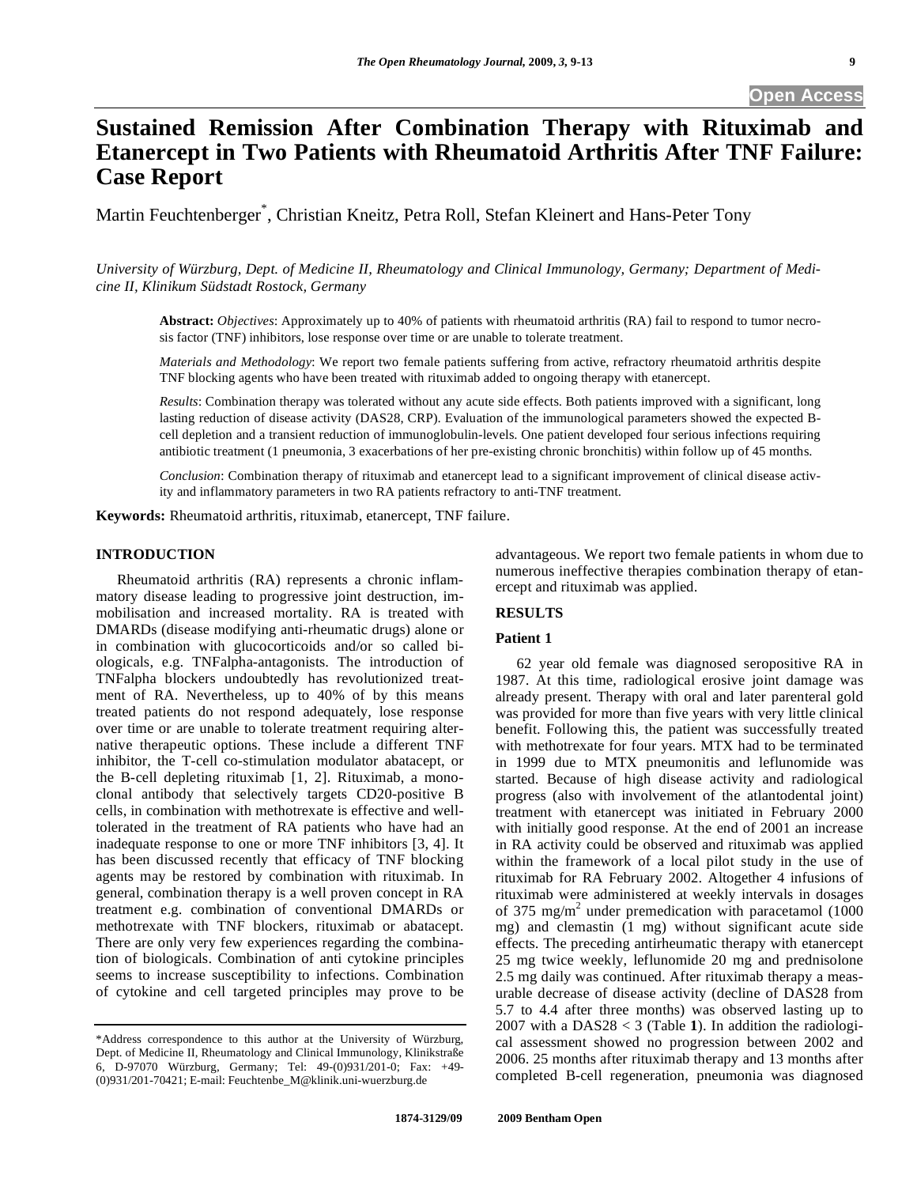Open Access

# Sustained Remission After Combination Therapy with Rituximab and Etanercept in Two Patients with Rheumatoid Arthritis After TNF Failure: Case Report

Martin Feuchtenberger*, Christian Kneitz, Petra Roll, Stefan Kleinert and Hans-Peter Tony

*University of Würzburg, Dept. of Medicine II, Rheumatology and Clinical Immunology, Germany; Department of Medicine II, Klinikum Südstadt Rostock, Germany*

**Abstract:** *Objectives*: Approximately up to 40% of patients with rheumatoid arthritis (RA) fail to respond to tumor necrosis factor (TNF) inhibitors, lose response over time or are unable to tolerate treatment.

*Materials and Methodology*: We report two female patients suffering from active, refractory rheumatoid arthritis despite TNF blocking agents who have been treated with rituximab added to ongoing therapy with etanercept.

*Results*: Combination therapy was tolerated without any acute side effects. Both patients improved with a significant, long lasting reduction of disease activity (DAS28, CRP). Evaluation of the immunological parameters showed the expected B-cell depletion and a transient reduction of immunoglobulin-levels. One patient developed four serious infections requiring antibiotic treatment (1 pneumonia, 3 exacerbations of her pre-existing chronic bronchitis) within follow up of 45 months.

*Conclusion*: Combination therapy of rituximab and etanercept lead to a significant improvement of clinical disease activity and inflammatory parameters in two RA patients refractory to anti-TNF treatment.

**Keywords:** Rheumatoid arthritis, rituximab, etanercept, TNF failure.

## INTRODUCTION

Rheumatoid arthritis (RA) represents a chronic inflammatory disease leading to progressive joint destruction, immobilisation and increased mortality. RA is treated with DMARDs (disease modifying anti-rheumatic drugs) alone or in combination with glucocorticoids and/or so called biologicals, e.g. TNFalpha-antagonists. The introduction of TNFalpha blockers undoubtedly has revolutionized treatment of RA. Nevertheless, up to 40% of by this means treated patients do not respond adequately, lose response over time or are unable to tolerate treatment requiring alternative therapeutic options. These include a different TNF inhibitor, the T-cell co-stimulation modulator abatacept, or the B-cell depleting rituximab [1, 2]. Rituximab, a monoclonal antibody that selectively targets CD20-positive B cells, in combination with methotrexate is effective and well-tolerated in the treatment of RA patients who have had an inadequate response to one or more TNF inhibitors [3, 4]. It has been discussed recently that efficacy of TNF blocking agents may be restored by combination with rituximab. In general, combination therapy is a well proven concept in RA treatment e.g. combination of conventional DMARDs or methotrexate with TNF blockers, rituximab or abatacept. There are only very few experiences regarding the combination of biologicals. Combination of anti cytokine principles seems to increase susceptibility to infections. Combination of cytokine and cell targeted principles may prove to be advantageous. We report two female patients in whom due to numerous ineffective therapies combination therapy of etanercept and rituximab was applied.

## RESULTS

### Patient 1

62 year old female was diagnosed seropositive RA in 1987. At this time, radiological erosive joint damage was already present. Therapy with oral and later parenteral gold was provided for more than five years with very little clinical benefit. Following this, the patient was successfully treated with methotrexate for four years. MTX had to be terminated in 1999 due to MTX pneumonitis and leflunomide was started. Because of high disease activity and radiological progress (also with involvement of the atlantodental joint) treatment with etanercept was initiated in February 2000 with initially good response. At the end of 2001 an increase in RA activity could be observed and rituximab was applied within the framework of a local pilot study in the use of rituximab for RA February 2002. Altogether 4 infusions of rituximab were administered at weekly intervals in dosages of 375 mg/m$^2$ under premedication with paracetamol (1000 mg) and clemastin (1 mg) without significant acute side effects. The preceding antirheumatic therapy with etanercept 25 mg twice weekly, leflunomide 20 mg and prednisolone 2.5 mg daily was continued. After rituximab therapy a measurable decrease of disease activity (decline of DAS28 from 5.7 to 4.4 after three months) was observed lasting up to 2007 with a DAS28 < 3 (Table **1**). In addition the radiological assessment showed no progression between 2002 and 2006. 25 months after rituximab therapy and 13 months after completed B-cell regeneration, pneumonia was diagnosed

*Address correspondence to this author at the University of Würzburg, Dept. of Medicine II, Rheumatology and Clinical Immunology, Klinikstraße 6, D-97070 Würzburg, Germany; Tel: 49-(0)931/201-0; Fax: +49-(0)931/201-70421; E-mail: Feuchtenbe_M@klinik.uni-wuerzburg.de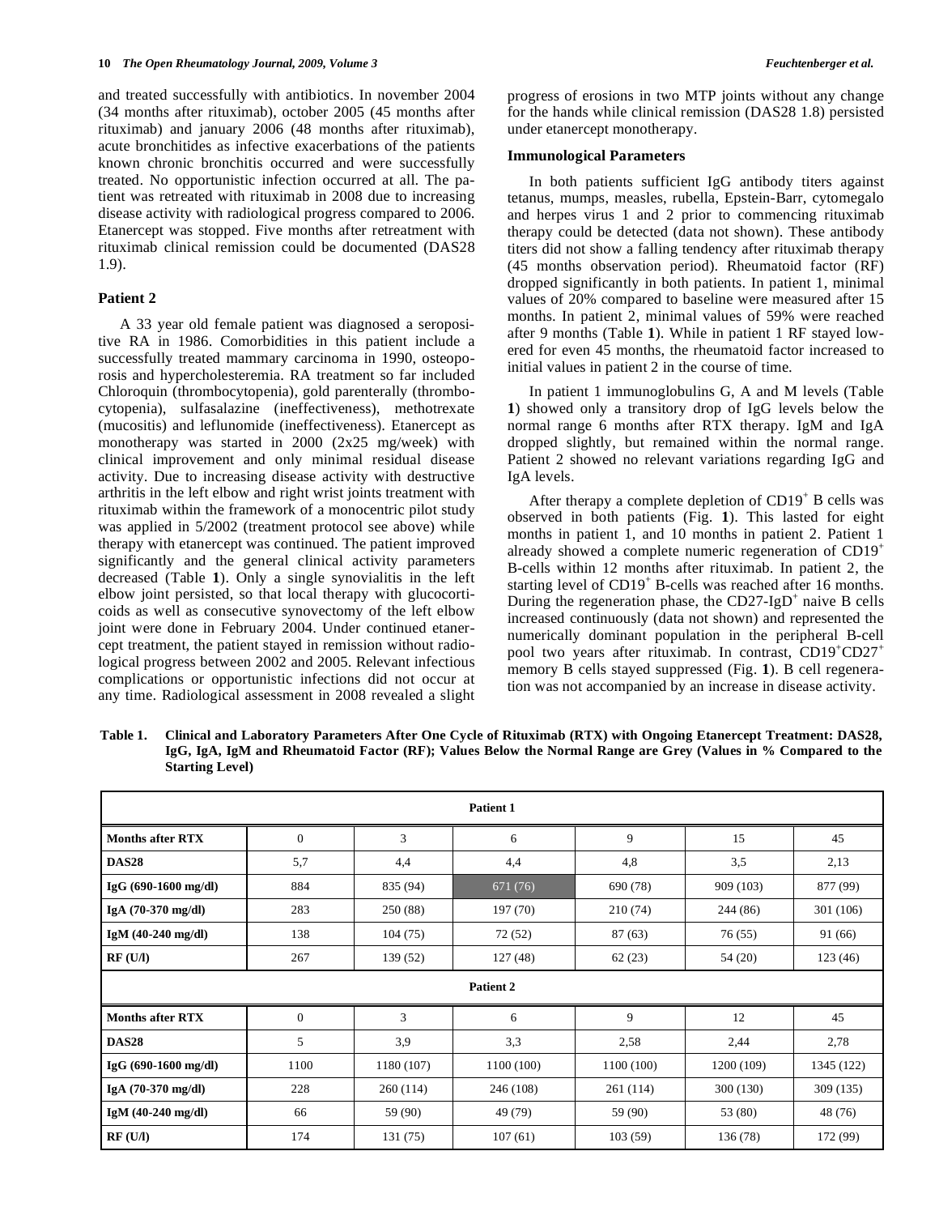and treated successfully with antibiotics. In november 2004 (34 months after rituximab), october 2005 (45 months after rituximab) and january 2006 (48 months after rituximab), acute bronchitides as infective exacerbations of the patients known chronic bronchitis occurred and were successfully treated. No opportunistic infection occurred at all. The patient was retreated with rituximab in 2008 due to increasing disease activity with radiological progress compared to 2006. Etanercept was stopped. Five months after retreatment with rituximab clinical remission could be documented (DAS28 1.9).

### Patient 2

A 33 year old female patient was diagnosed a seropositive RA in 1986. Comorbidities in this patient include a successfully treated mammary carcinoma in 1990, osteoporosis and hypercholesteremia. RA treatment so far included Chloroquin (thrombocytopenia), gold parenterally (thrombocytopenia), sulfasalazine (ineffectiveness), methotrexate (mucositis) and leflunomide (ineffectiveness). Etanercept as monotherapy was started in 2000 (2x25 mg/week) with clinical improvement and only minimal residual disease activity. Due to increasing disease activity with destructive arthritis in the left elbow and right wrist joints treatment with rituximab within the framework of a monocentric pilot study was applied in 5/2002 (treatment protocol see above) while therapy with etanercept was continued. The patient improved significantly and the general clinical activity parameters decreased (Table **1**). Only a single synovialitis in the left elbow joint persisted, so that local therapy with glucocorticoids as well as consecutive synovectomy of the left elbow joint were done in February 2004. Under continued etanercept treatment, the patient stayed in remission without radiological progress between 2002 and 2005. Relevant infectious complications or opportunistic infections did not occur at any time. Radiological assessment in 2008 revealed a slight progress of erosions in two MTP joints without any change for the hands while clinical remission (DAS28 1.8) persisted under etanercept monotherapy.

### Immunological Parameters

In both patients sufficient IgG antibody titers against tetanus, mumps, measles, rubella, Epstein-Barr, cytomegalo and herpes virus 1 and 2 prior to commencing rituximab therapy could be detected (data not shown). These antibody titers did not show a falling tendency after rituximab therapy (45 months observation period). Rheumatoid factor (RF) dropped significantly in both patients. In patient 1, minimal values of 20% compared to baseline were measured after 15 months. In patient 2, minimal values of 59% were reached after 9 months (Table **1**). While in patient 1 RF stayed lowered for even 45 months, the rheumatoid factor increased to initial values in patient 2 in the course of time.

In patient 1 immunoglobulins G, A and M levels (Table **1**) showed only a transitory drop of IgG levels below the normal range 6 months after RTX therapy. IgM and IgA dropped slightly, but remained within the normal range. Patient 2 showed no relevant variations regarding IgG and IgA levels.

After therapy a complete depletion of CD19$^+$ B cells was observed in both patients (Fig. **1**). This lasted for eight months in patient 1, and 10 months in patient 2. Patient 1 already showed a complete numeric regeneration of CD19$^+$ B-cells within 12 months after rituximab. In patient 2, the starting level of CD19$^+$ B-cells was reached after 16 months. During the regeneration phase, the CD27-IgD$^+$ naive B cells increased continuously (data not shown) and represented the numerically dominant population in the peripheral B-cell pool two years after rituximab. In contrast, CD19$^+$CD27$^+$ memory B cells stayed suppressed (Fig. **1**). B cell regeneration was not accompanied by an increase in disease activity.

**Table 1. Clinical and Laboratory Parameters After One Cycle of Rituximab (RTX) with Ongoing Etanercept Treatment: DAS28, IgG, IgA, IgM and Rheumatoid Factor (RF); Values Below the Normal Range are Grey (Values in % Compared to the Starting Level)**

| **Patient 1** | | | | | | |
|---|---|---|---|---|---|---|
| **Months after RTX** | 0 | 3 | 6 | 9 | 15 | 45 |
| **DAS28** | 5,7 | 4,4 | 4,4 | 4,8 | 3,5 | 2,13 |
| **IgG (690-1600 mg/dl)** | 884 | 835 (94) | 671 (76) | 690 (78) | 909 (103) | 877 (99) |
| **IgA (70-370 mg/dl)** | 283 | 250 (88) | 197 (70) | 210 (74) | 244 (86) | 301 (106) |
| **IgM (40-240 mg/dl)** | 138 | 104 (75) | 72 (52) | 87 (63) | 76 (55) | 91 (66) |
| **RF (U/l)** | 267 | 139 (52) | 127 (48) | 62 (23) | 54 (20) | 123 (46) |
| **Patient 2** | | | | | | |
| **Months after RTX** | 0 | 3 | 6 | 9 | 12 | 45 |
| **DAS28** | 5 | 3,9 | 3,3 | 2,58 | 2,44 | 2,78 |
| **IgG (690-1600 mg/dl)** | 1100 | 1180 (107) | 1100 (100) | 1100 (100) | 1200 (109) | 1345 (122) |
| **IgA (70-370 mg/dl)** | 228 | 260 (114) | 246 (108) | 261 (114) | 300 (130) | 309 (135) |
| **IgM (40-240 mg/dl)** | 66 | 59 (90) | 49 (79) | 59 (90) | 53 (80) | 48 (76) |
| **RF (U/l)** | 174 | 131 (75) | 107 (61) | 103 (59) | 136 (78) | 172 (99) |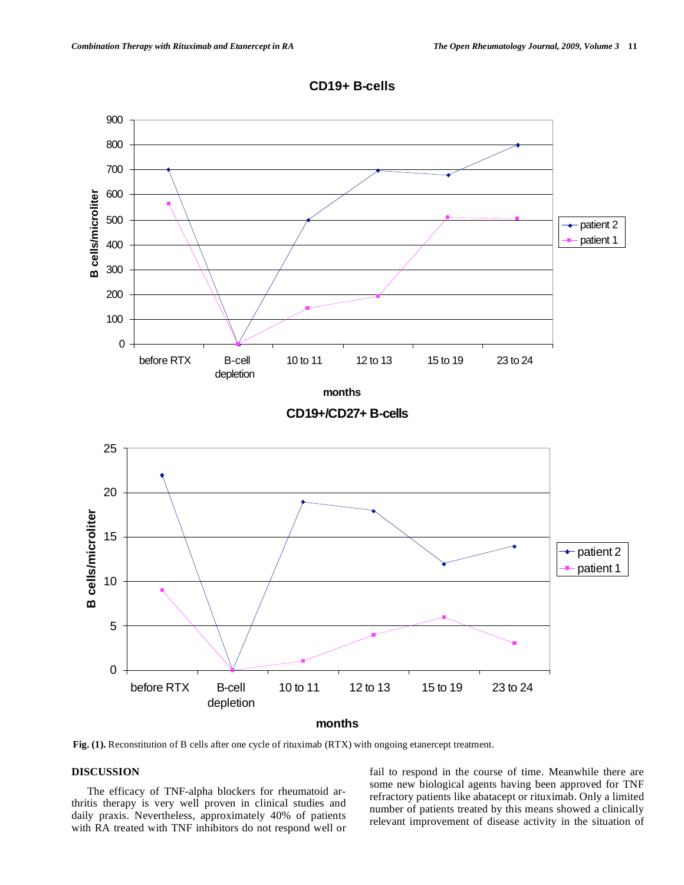**Fig. (1).** Reconstitution of B cells after one cycle of rituximab (RTX) with ongoing etanercept treatment.

## DISCUSSION

The efficacy of TNF-alpha blockers for rheumatoid arthritis therapy is very well proven in clinical studies and daily praxis. Nevertheless, approximately 40% of patients with RA treated with TNF inhibitors do not respond well or fail to respond in the course of time. Meanwhile there are some new biological agents having been approved for TNF refractory patients like abatacept or rituximab. Only a limited number of patients treated by this means showed a clinically relevant improvement of disease activity in the situation of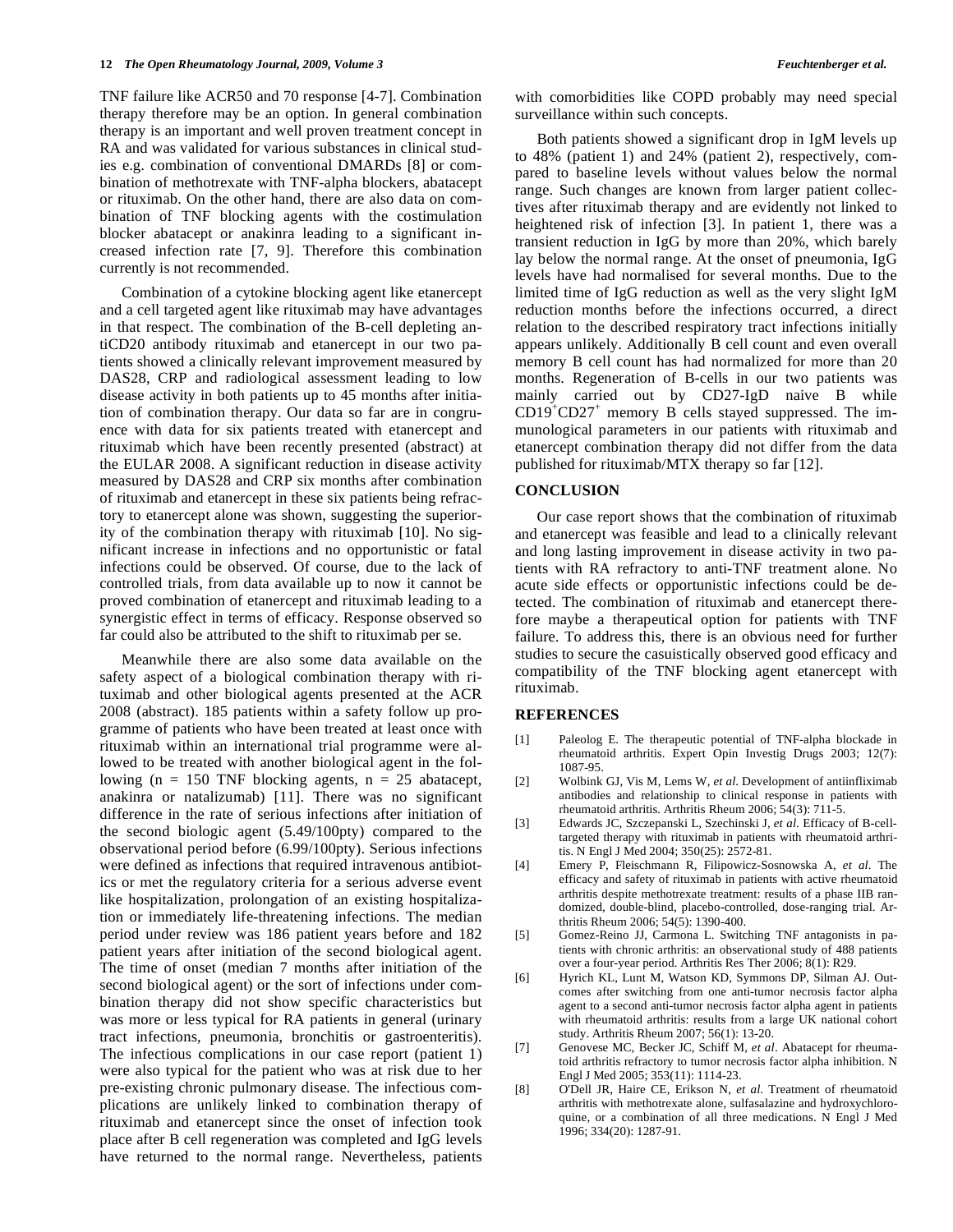TNF failure like ACR50 and 70 response [4-7]. Combination therapy therefore may be an option. In general combination therapy is an important and well proven treatment concept in RA and was validated for various substances in clinical studies e.g. combination of conventional DMARDs [8] or combination of methotrexate with TNF-alpha blockers, abatacept or rituximab. On the other hand, there are also data on combination of TNF blocking agents with the costimulation blocker abatacept or anakinra leading to a significant increased infection rate [7, 9]. Therefore this combination currently is not recommended.

Combination of a cytokine blocking agent like etanercept and a cell targeted agent like rituximab may have advantages in that respect. The combination of the B-cell depleting antiCD20 antibody rituximab and etanercept in our two patients showed a clinically relevant improvement measured by DAS28, CRP and radiological assessment leading to low disease activity in both patients up to 45 months after initiation of combination therapy. Our data so far are in congruence with data for six patients treated with etanercept and rituximab which have been recently presented (abstract) at the EULAR 2008. A significant reduction in disease activity measured by DAS28 and CRP six months after combination of rituximab and etanercept in these six patients being refractory to etanercept alone was shown, suggesting the superiority of the combination therapy with rituximab [10]. No significant increase in infections and no opportunistic or fatal infections could be observed. Of course, due to the lack of controlled trials, from data available up to now it cannot be proved combination of etanercept and rituximab leading to a synergistic effect in terms of efficacy. Response observed so far could also be attributed to the shift to rituximab per se.

Meanwhile there are also some data available on the safety aspect of a biological combination therapy with rituximab and other biological agents presented at the ACR 2008 (abstract). 185 patients within a safety follow up programme of patients who have been treated at least once with rituximab within an international trial programme were allowed to be treated with another biological agent in the following (n = 150 TNF blocking agents, n = 25 abatacept, anakinra or natalizumab) [11]. There was no significant difference in the rate of serious infections after initiation of the second biologic agent (5.49/100pty) compared to the observational period before (6.99/100pty). Serious infections were defined as infections that required intravenous antibiotics or met the regulatory criteria for a serious adverse event like hospitalization, prolongation of an existing hospitalization or immediately life-threatening infections. The median period under review was 186 patient years before and 182 patient years after initiation of the second biological agent. The time of onset (median 7 months after initiation of the second biological agent) or the sort of infections under combination therapy did not show specific characteristics but was more or less typical for RA patients in general (urinary tract infections, pneumonia, bronchitis or gastroenteritis). The infectious complications in our case report (patient 1) were also typical for the patient who was at risk due to her pre-existing chronic pulmonary disease. The infectious complications are unlikely linked to combination therapy of rituximab and etanercept since the onset of infection took place after B cell regeneration was completed and IgG levels have returned to the normal range. Nevertheless, patients with comorbidities like COPD probably may need special surveillance within such concepts.

Both patients showed a significant drop in IgM levels up to 48% (patient 1) and 24% (patient 2), respectively, compared to baseline levels without values below the normal range. Such changes are known from larger patient collectives after rituximab therapy and are evidently not linked to heightened risk of infection [3]. In patient 1, there was a transient reduction in IgG by more than 20%, which barely lay below the normal range. At the onset of pneumonia, IgG levels have had normalised for several months. Due to the limited time of IgG reduction as well as the very slight IgM reduction months before the infections occurred, a direct relation to the described respiratory tract infections initially appears unlikely. Additionally B cell count and even overall memory B cell count has had normalized for more than 20 months. Regeneration of B-cells in our two patients was mainly carried out by CD27-IgD naive B while $CD19^{+}CD27^{+}$ memory B cells stayed suppressed. The immunological parameters in our patients with rituximab and etanercept combination therapy did not differ from the data published for rituximab/MTX therapy so far [12].

## CONCLUSION

Our case report shows that the combination of rituximab and etanercept was feasible and lead to a clinically relevant and long lasting improvement in disease activity in two patients with RA refractory to anti-TNF treatment alone. No acute side effects or opportunistic infections could be detected. The combination of rituximab and etanercept therefore maybe a therapeutical option for patients with TNF failure. To address this, there is an obvious need for further studies to secure the casuistically observed good efficacy and compatibility of the TNF blocking agent etanercept with rituximab.

## REFERENCES

[1] Paleolog E. The therapeutic potential of TNF-alpha blockade in rheumatoid arthritis. Expert Opin Investig Drugs 2003; 12(7): 1087-95.

[2] Wolbink GJ, Vis M, Lems W, *et al.* Development of antiinfliximab antibodies and relationship to clinical response in patients with rheumatoid arthritis. Arthritis Rheum 2006; 54(3): 711-5.

[3] Edwards JC, Szczepanski L, Szechinski J, *et al.* Efficacy of B-cell-targeted therapy with rituximab in patients with rheumatoid arthritis. N Engl J Med 2004; 350(25): 2572-81.

[4] Emery P, Fleischmann R, Filipowicz-Sosnowska A, *et al.* The efficacy and safety of rituximab in patients with active rheumatoid arthritis despite methotrexate treatment: results of a phase IIB randomized, double-blind, placebo-controlled, dose-ranging trial. Arthritis Rheum 2006; 54(5): 1390-400.

[5] Gomez-Reino JJ, Carmona L. Switching TNF antagonists in patients with chronic arthritis: an observational study of 488 patients over a four-year period. Arthritis Res Ther 2006; 8(1): R29.

[6] Hyrich KL, Lunt M, Watson KD, Symmons DP, Silman AJ. Outcomes after switching from one anti-tumor necrosis factor alpha agent to a second anti-tumor necrosis factor alpha agent in patients with rheumatoid arthritis: results from a large UK national cohort study. Arthritis Rheum 2007; 56(1): 13-20.

[7] Genovese MC, Becker JC, Schiff M, *et al.* Abatacept for rheumatoid arthritis refractory to tumor necrosis factor alpha inhibition. N Engl J Med 2005; 353(11): 1114-23.

[8] O'Dell JR, Haire CE, Erikson N, *et al.* Treatment of rheumatoid arthritis with methotrexate alone, sulfasalazine and hydroxychloroquine, or a combination of all three medications. N Engl J Med 1996; 334(20): 1287-91.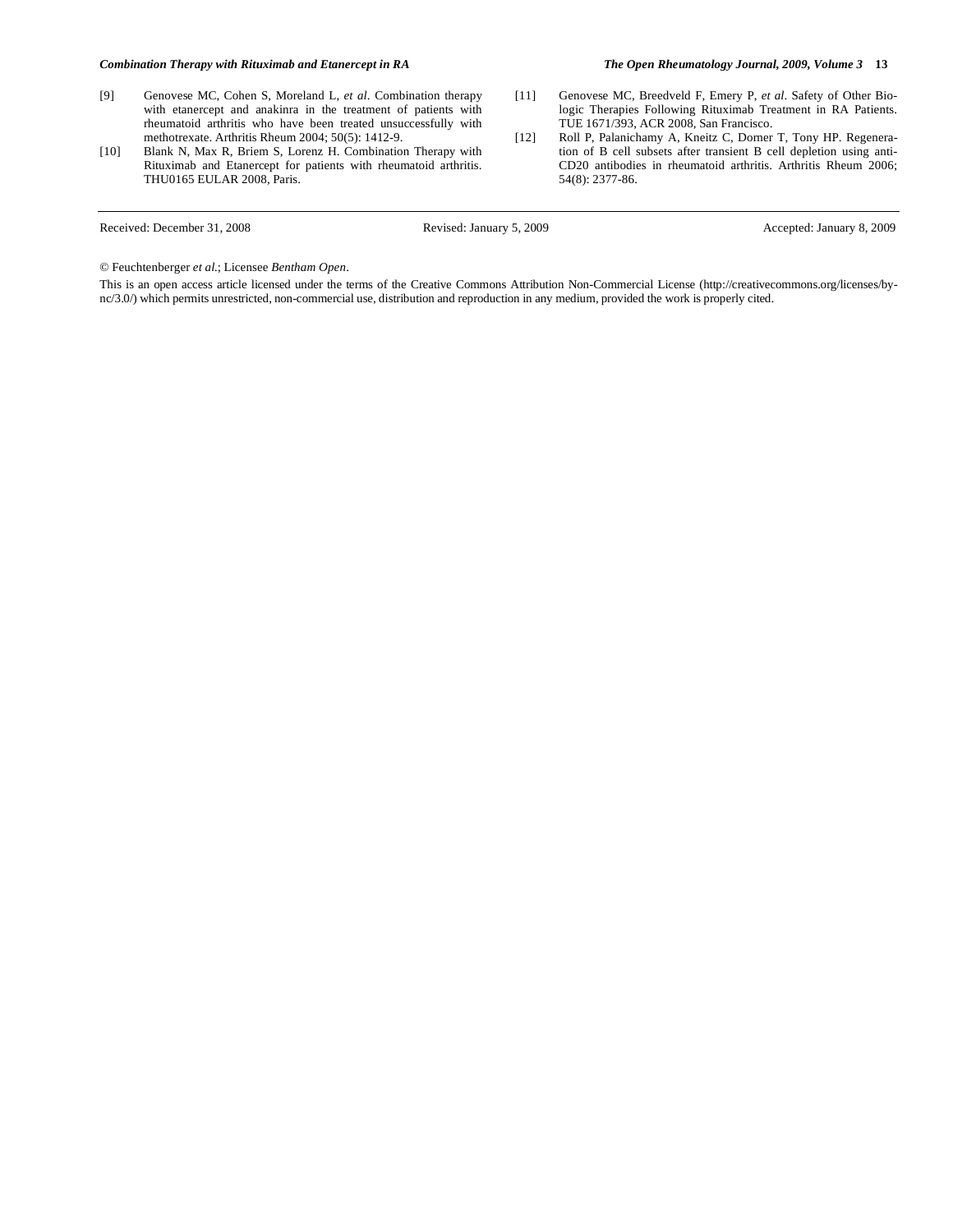[9] Genovese MC, Cohen S, Moreland L, *et al*. Combination therapy with etanercept and anakinra in the treatment of patients with rheumatoid arthritis who have been treated unsuccessfully with methotrexate. Arthritis Rheum 2004; 50(5): 1412-9.

[10] Blank N, Max R, Briem S, Lorenz H. Combination Therapy with Rituximab and Etanercept for patients with rheumatoid arthritis. THU0165 EULAR 2008, Paris.

[11] Genovese MC, Breedveld F, Emery P, *et al*. Safety of Other Biologic Therapies Following Rituximab Treatment in RA Patients. TUE 1671/393, ACR 2008, San Francisco.

[12] Roll P, Palanichamy A, Kneitz C, Dorner T, Tony HP. Regeneration of B cell subsets after transient B cell depletion using anti-CD20 antibodies in rheumatoid arthritis. Arthritis Rheum 2006; 54(8): 2377-86.

Received: December 31, 2008 Revised: January 5, 2009 Accepted: January 8, 2009

© Feuchtenberger *et al.*; Licensee *Bentham Open*.

This is an open access article licensed under the terms of the Creative Commons Attribution Non-Commercial License (http://creativecommons.org/licenses/by-nc/3.0/) which permits unrestricted, non-commercial use, distribution and reproduction in any medium, provided the work is properly cited.